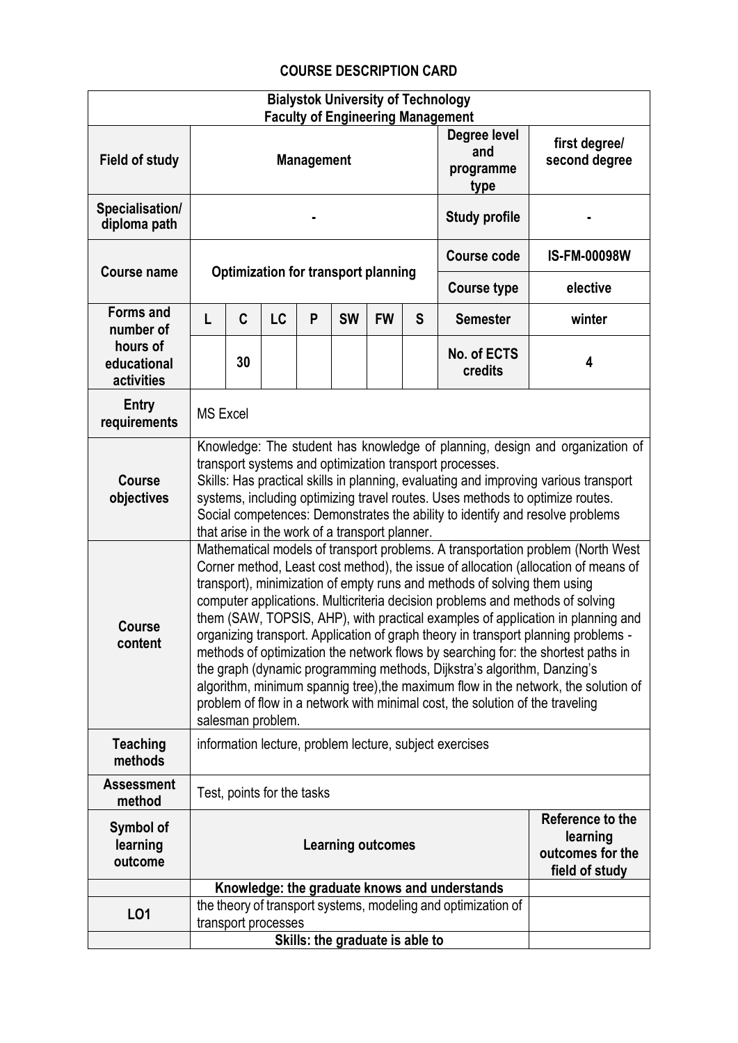## COURSE DESCRIPTION CARD

| Bialystok University of Technology<br>Faculty of Engineering Management | | | | | | | | | |
|---|---|---|---|---|---|---|---|---|---|
| **Field of study** | **Management** | | | | | | | **Degree level and programme type** | **first degree/ second degree** |
| **Specialisation/ diploma path** | **-** | | | | | | | **Study profile** | **-** |
| **Course name** | **Optimization for transport planning** | | | | | | | **Course code** | **IS-FM-00098W** |
| | | | | | | | | **Course type** | **elective** |
| **Forms and number of hours of educational activities** | **L** | **C** | **LC** | **P** | **SW** | **FW** | **S** | **Semester** | **winter** |
| | | **30** | | | | | | **No. of ECTS credits** | **4** |
| **Entry requirements** | MS Excel | | | | | | | | |
| **Course objectives** | Knowledge: The student has knowledge of planning, design and organization of transport systems and optimization transport processes.<br>Skills: Has practical skills in planning, evaluating and improving various transport systems, including optimizing travel routes. Uses methods to optimize routes.<br>Social competences: Demonstrates the ability to identify and resolve problems that arise in the work of a transport planner. | | | | | | | | |
| **Course content** | Mathematical models of transport problems. A transportation problem (North West Corner method, Least cost method), the issue of allocation (allocation of means of transport), minimization of empty runs and methods of solving them using computer applications. Multicriteria decision problems and methods of solving them (SAW, TOPSIS, AHP), with practical examples of application in planning and organizing transport. Application of graph theory in transport planning problems - methods of optimization the network flows by searching for: the shortest paths in the graph (dynamic programming methods, Dijkstra's algorithm, Danzing's algorithm, minimum spannig tree),the maximum flow in the network, the solution of problem of flow in a network with minimal cost, the solution of the traveling salesman problem. | | | | | | | | |
| **Teaching methods** | information lecture, problem lecture, subject exercises | | | | | | | | |
| **Assessment method** | Test, points for the tasks | | | | | | | | |
| **Symbol of learning outcome** | **Learning outcomes** | | | | | | | | **Reference to the learning outcomes for the field of study** |
| | **Knowledge: the graduate knows and understands** | | | | | | | | |
| **LO1** | the theory of transport systems, modeling and optimization of transport processes | | | | | | | | |
| | **Skills: the graduate is able to** | | | | | | | | |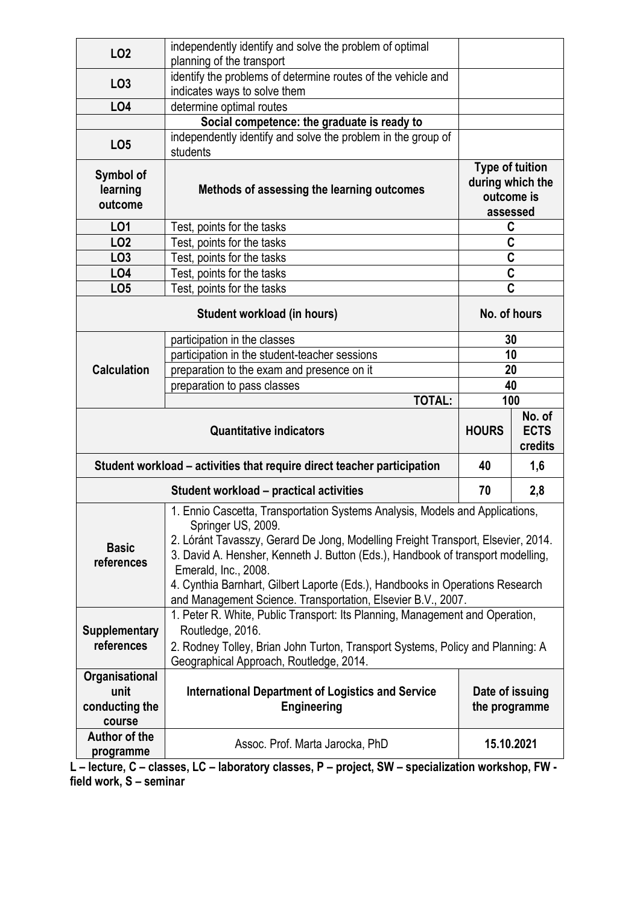| | | | |
|---|---|---|---|
| **LO2** | independently identify and solve the problem of optimal planning of the transport | | |
| **LO3** | identify the problems of determine routes of the vehicle and indicates ways to solve them | | |
| **LO4** | determine optimal routes | | |
| | **Social competence: the graduate is ready to** | | |
| **LO5** | independently identify and solve the problem in the group of students | | |
| **Symbol of learning outcome** | **Methods of assessing the learning outcomes** | **Type of tuition during which the outcome is assessed** | |
| **LO1** | Test, points for the tasks | C | |
| **LO2** | Test, points for the tasks | C | |
| **LO3** | Test, points for the tasks | C | |
| **LO4** | Test, points for the tasks | C | |
| **LO5** | Test, points for the tasks | C | |
| **Student workload (in hours)** | | **No. of hours** | |
| **Calculation** | participation in the classes | 30 | |
| | participation in the student-teacher sessions | 10 | |
| | preparation to the exam and presence on it | 20 | |
| | preparation to pass classes | 40 | |
| | **TOTAL:** | 100 | |
| **Quantitative indicators** | | **HOURS** | **No. of ECTS credits** |
| **Student workload – activities that require direct teacher participation** | | 40 | 1,6 |
| **Student workload – practical activities** | | 70 | 2,8 |
| **Basic references** | 1. Ennio Cascetta, Transportation Systems Analysis, Models and Applications, Springer US, 2009.<br>2. Lóránt Tavasszy, Gerard De Jong, Modelling Freight Transport, Elsevier, 2014.<br>3. David A. Hensher, Kenneth J. Button (Eds.), Handbook of transport modelling, Emerald, Inc., 2008.<br>4. Cynthia Barnhart, Gilbert Laporte (Eds.), Handbooks in Operations Research and Management Science. Transportation, Elsevier B.V., 2007. | | |
| **Supplementary references** | 1. Peter R. White, Public Transport: Its Planning, Management and Operation, Routledge, 2016.<br>2. Rodney Tolley, Brian John Turton, Transport Systems, Policy and Planning: A Geographical Approach, Routledge, 2014. | | |
| **Organisational unit conducting the course** | **International Department of Logistics and Service Engineering** | **Date of issuing the programme** | |
| **Author of the programme** | Assoc. Prof. Marta Jarocka, PhD | 15.10.2021 | |

**L – lecture, C – classes, LC – laboratory classes, P – project, SW – specialization workshop, FW - field work, S – seminar**